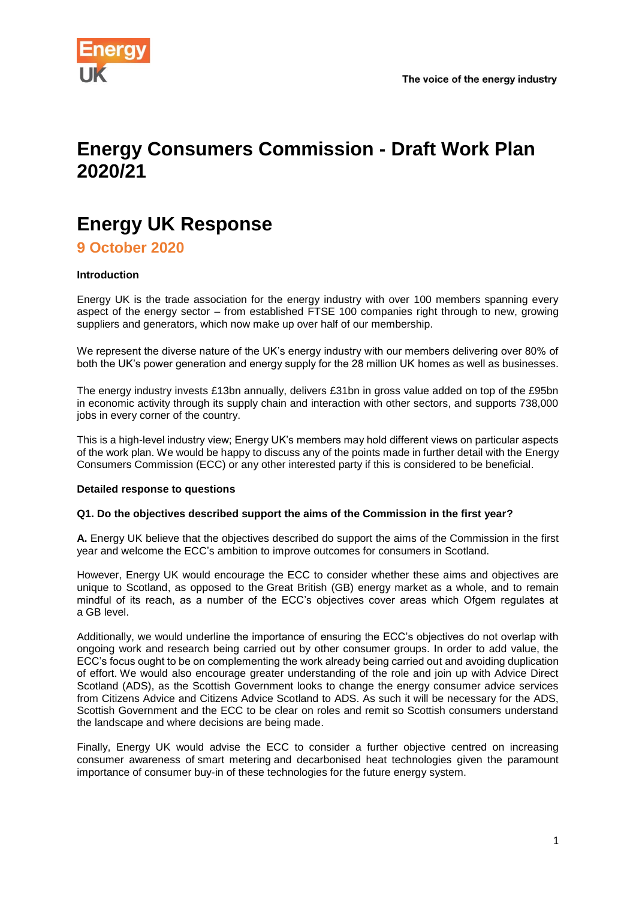The voice of the energy industry

# Energy Consumers Commission - Draft Work Plan 2020/21

# Energy UK Response

## 9 October 2020

**Introduction**

Energy UK is the trade association for the energy industry with over 100 members spanning every aspect of the energy sector – from established FTSE 100 companies right through to new, growing suppliers and generators, which now make up over half of our membership.

We represent the diverse nature of the UK's energy industry with our members delivering over 80% of both the UK's power generation and energy supply for the 28 million UK homes as well as businesses.

The energy industry invests £13bn annually, delivers £31bn in gross value added on top of the £95bn in economic activity through its supply chain and interaction with other sectors, and supports 738,000 jobs in every corner of the country.

This is a high-level industry view; Energy UK's members may hold different views on particular aspects of the work plan. We would be happy to discuss any of the points made in further detail with the Energy Consumers Commission (ECC) or any other interested party if this is considered to be beneficial.

**Detailed response to questions**

**Q1. Do the objectives described support the aims of the Commission in the first year?**

**A.** Energy UK believe that the objectives described do support the aims of the Commission in the first year and welcome the ECC's ambition to improve outcomes for consumers in Scotland.

However, Energy UK would encourage the ECC to consider whether these aims and objectives are unique to Scotland, as opposed to the Great British (GB) energy market as a whole, and to remain mindful of its reach, as a number of the ECC's objectives cover areas which Ofgem regulates at a GB level.

Additionally, we would underline the importance of ensuring the ECC's objectives do not overlap with ongoing work and research being carried out by other consumer groups. In order to add value, the ECC's focus ought to be on complementing the work already being carried out and avoiding duplication of effort. We would also encourage greater understanding of the role and join up with Advice Direct Scotland (ADS), as the Scottish Government looks to change the energy consumer advice services from Citizens Advice and Citizens Advice Scotland to ADS. As such it will be necessary for the ADS, Scottish Government and the ECC to be clear on roles and remit so Scottish consumers understand the landscape and where decisions are being made.

Finally, Energy UK would advise the ECC to consider a further objective centred on increasing consumer awareness of smart metering and decarbonised heat technologies given the paramount importance of consumer buy-in of these technologies for the future energy system.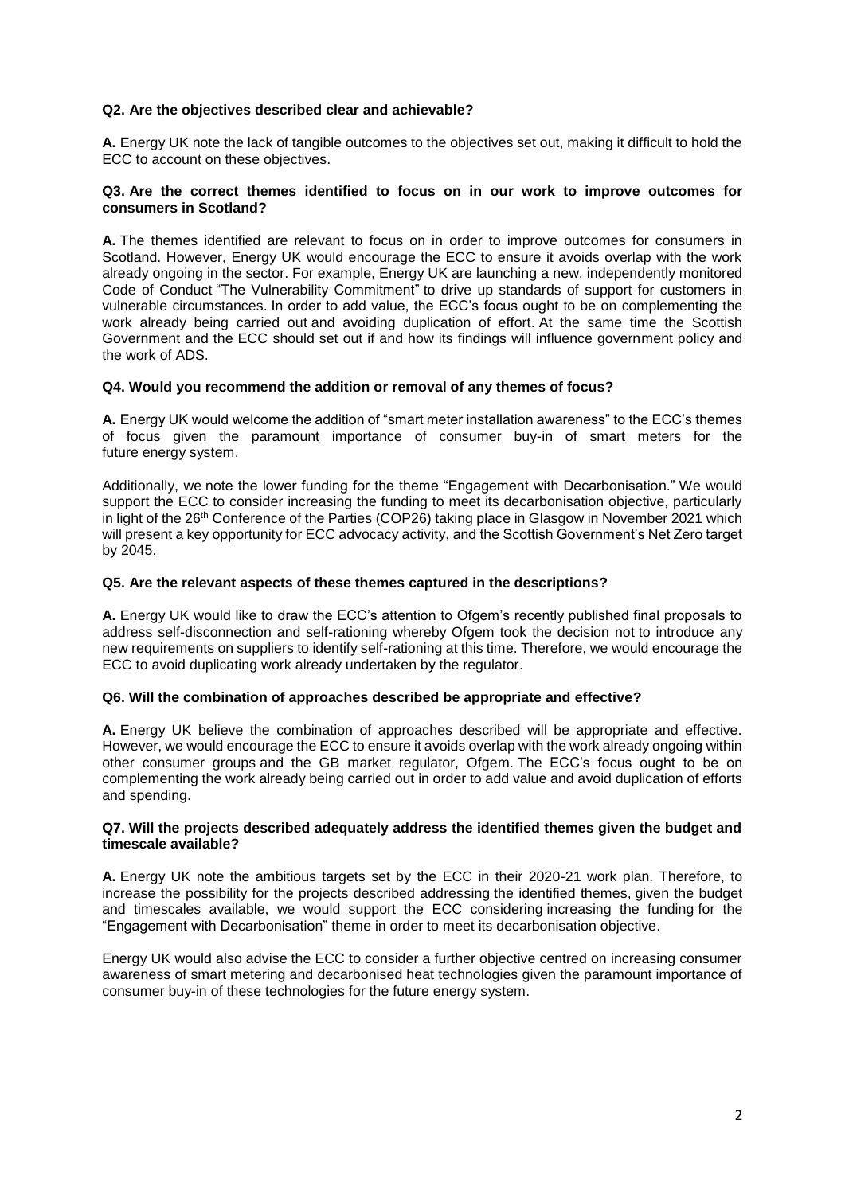**Q2. Are the objectives described clear and achievable?**

**A.** Energy UK note the lack of tangible outcomes to the objectives set out, making it difficult to hold the ECC to account on these objectives.

**Q3. Are the correct themes identified to focus on in our work to improve outcomes for consumers in Scotland?**

**A.** The themes identified are relevant to focus on in order to improve outcomes for consumers in Scotland. However, Energy UK would encourage the ECC to ensure it avoids overlap with the work already ongoing in the sector. For example, Energy UK are launching a new, independently monitored Code of Conduct "The Vulnerability Commitment" to drive up standards of support for customers in vulnerable circumstances. In order to add value, the ECC's focus ought to be on complementing the work already being carried out and avoiding duplication of effort. At the same time the Scottish Government and the ECC should set out if and how its findings will influence government policy and the work of ADS.

**Q4. Would you recommend the addition or removal of any themes of focus?**

**A.** Energy UK would welcome the addition of "smart meter installation awareness" to the ECC's themes of focus given the paramount importance of consumer buy-in of smart meters for the future energy system.

Additionally, we note the lower funding for the theme "Engagement with Decarbonisation." We would support the ECC to consider increasing the funding to meet its decarbonisation objective, particularly in light of the 26th Conference of the Parties (COP26) taking place in Glasgow in November 2021 which will present a key opportunity for ECC advocacy activity, and the Scottish Government's Net Zero target by 2045.

**Q5. Are the relevant aspects of these themes captured in the descriptions?**

**A.** Energy UK would like to draw the ECC's attention to Ofgem's recently published final proposals to address self-disconnection and self-rationing whereby Ofgem took the decision not to introduce any new requirements on suppliers to identify self-rationing at this time. Therefore, we would encourage the ECC to avoid duplicating work already undertaken by the regulator.

**Q6. Will the combination of approaches described be appropriate and effective?**

**A.** Energy UK believe the combination of approaches described will be appropriate and effective. However, we would encourage the ECC to ensure it avoids overlap with the work already ongoing within other consumer groups and the GB market regulator, Ofgem. The ECC's focus ought to be on complementing the work already being carried out in order to add value and avoid duplication of efforts and spending.

**Q7. Will the projects described adequately address the identified themes given the budget and timescale available?**

**A.** Energy UK note the ambitious targets set by the ECC in their 2020-21 work plan. Therefore, to increase the possibility for the projects described addressing the identified themes, given the budget and timescales available, we would support the ECC considering increasing the funding for the "Engagement with Decarbonisation" theme in order to meet its decarbonisation objective.

Energy UK would also advise the ECC to consider a further objective centred on increasing consumer awareness of smart metering and decarbonised heat technologies given the paramount importance of consumer buy-in of these technologies for the future energy system.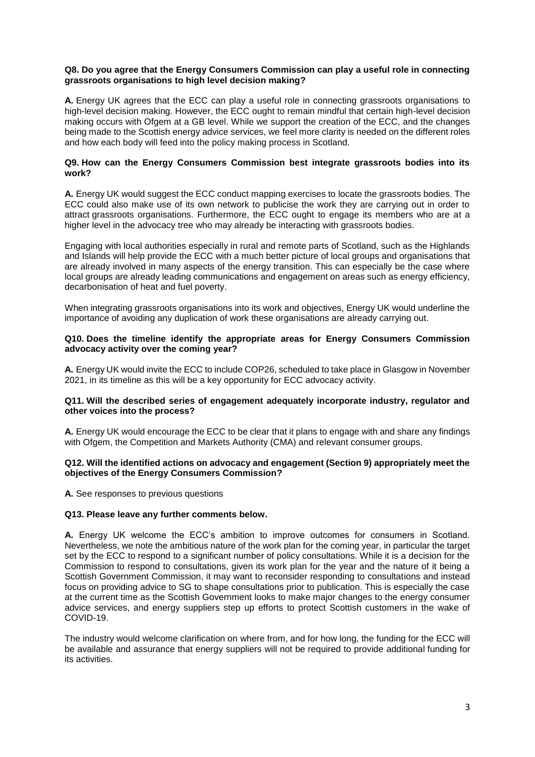**Q8. Do you agree that the Energy Consumers Commission can play a useful role in connecting grassroots organisations to high level decision making?**

**A.** Energy UK agrees that the ECC can play a useful role in connecting grassroots organisations to high-level decision making. However, the ECC ought to remain mindful that certain high-level decision making occurs with Ofgem at a GB level. While we support the creation of the ECC, and the changes being made to the Scottish energy advice services, we feel more clarity is needed on the different roles and how each body will feed into the policy making process in Scotland.

**Q9. How can the Energy Consumers Commission best integrate grassroots bodies into its work?**

**A.** Energy UK would suggest the ECC conduct mapping exercises to locate the grassroots bodies. The ECC could also make use of its own network to publicise the work they are carrying out in order to attract grassroots organisations. Furthermore, the ECC ought to engage its members who are at a higher level in the advocacy tree who may already be interacting with grassroots bodies.

Engaging with local authorities especially in rural and remote parts of Scotland, such as the Highlands and Islands will help provide the ECC with a much better picture of local groups and organisations that are already involved in many aspects of the energy transition. This can especially be the case where local groups are already leading communications and engagement on areas such as energy efficiency, decarbonisation of heat and fuel poverty.

When integrating grassroots organisations into its work and objectives, Energy UK would underline the importance of avoiding any duplication of work these organisations are already carrying out.

**Q10. Does the timeline identify the appropriate areas for Energy Consumers Commission advocacy activity over the coming year?**

**A.** Energy UK would invite the ECC to include COP26, scheduled to take place in Glasgow in November 2021, in its timeline as this will be a key opportunity for ECC advocacy activity.

**Q11. Will the described series of engagement adequately incorporate industry, regulator and other voices into the process?**

**A.** Energy UK would encourage the ECC to be clear that it plans to engage with and share any findings with Ofgem, the Competition and Markets Authority (CMA) and relevant consumer groups.

**Q12. Will the identified actions on advocacy and engagement (Section 9) appropriately meet the objectives of the Energy Consumers Commission?**

**A.** See responses to previous questions

**Q13. Please leave any further comments below.**

**A.** Energy UK welcome the ECC's ambition to improve outcomes for consumers in Scotland. Nevertheless, we note the ambitious nature of the work plan for the coming year, in particular the target set by the ECC to respond to a significant number of policy consultations. While it is a decision for the Commission to respond to consultations, given its work plan for the year and the nature of it being a Scottish Government Commission, it may want to reconsider responding to consultations and instead focus on providing advice to SG to shape consultations prior to publication. This is especially the case at the current time as the Scottish Government looks to make major changes to the energy consumer advice services, and energy suppliers step up efforts to protect Scottish customers in the wake of COVID-19.

The industry would welcome clarification on where from, and for how long, the funding for the ECC will be available and assurance that energy suppliers will not be required to provide additional funding for its activities.